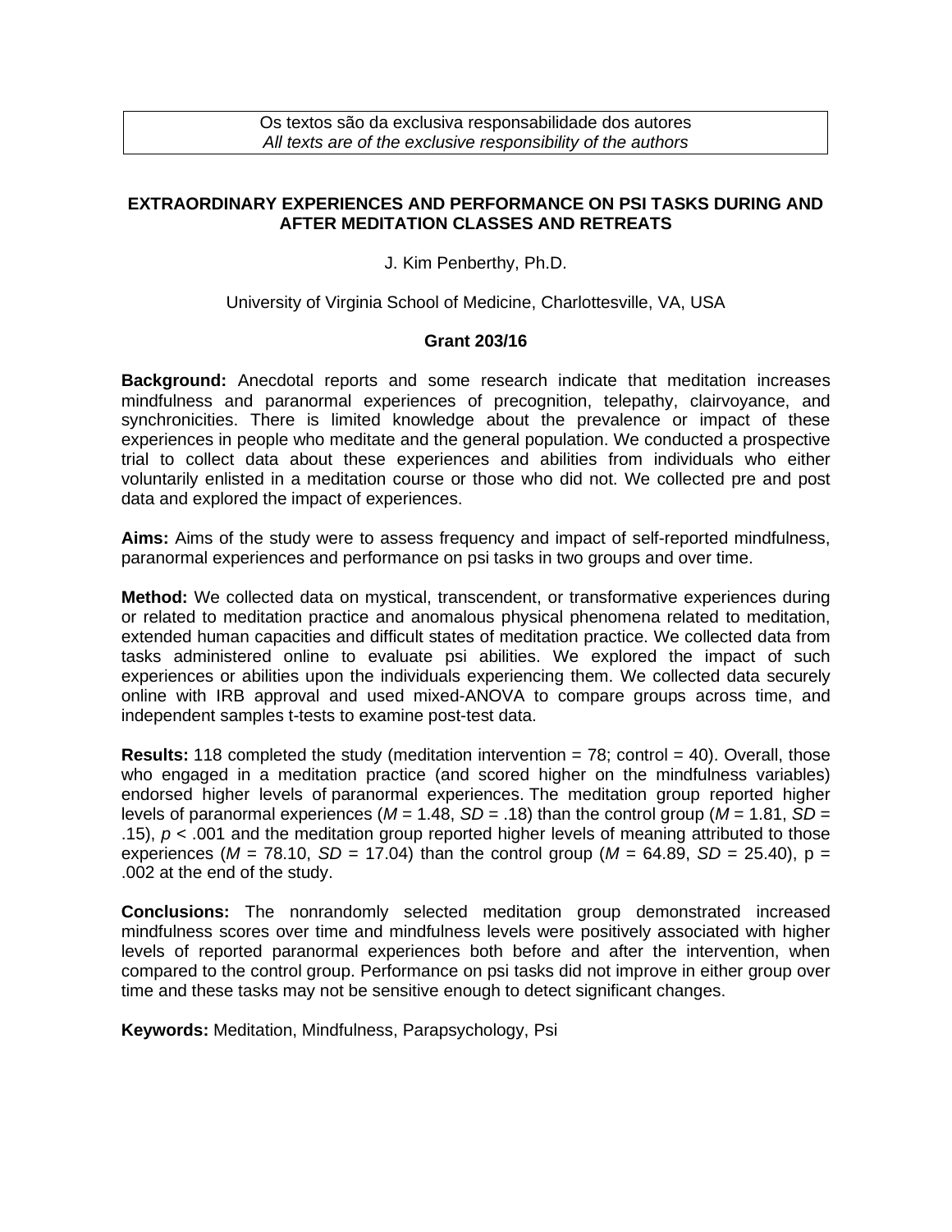Os textos são da exclusiva responsabilidade dos autores
*All texts are of the exclusive responsibility of the authors*

# EXTRAORDINARY EXPERIENCES AND PERFORMANCE ON PSI TASKS DURING AND AFTER MEDITATION CLASSES AND RETREATS

J. Kim Penberthy, Ph.D.

University of Virginia School of Medicine, Charlottesville, VA, USA

**Grant 203/16**

**Background:** Anecdotal reports and some research indicate that meditation increases mindfulness and paranormal experiences of precognition, telepathy, clairvoyance, and synchronicities. There is limited knowledge about the prevalence or impact of these experiences in people who meditate and the general population. We conducted a prospective trial to collect data about these experiences and abilities from individuals who either voluntarily enlisted in a meditation course or those who did not. We collected pre and post data and explored the impact of experiences.

**Aims:** Aims of the study were to assess frequency and impact of self-reported mindfulness, paranormal experiences and performance on psi tasks in two groups and over time.

**Method:** We collected data on mystical, transcendent, or transformative experiences during or related to meditation practice and anomalous physical phenomena related to meditation, extended human capacities and difficult states of meditation practice. We collected data from tasks administered online to evaluate psi abilities. We explored the impact of such experiences or abilities upon the individuals experiencing them. We collected data securely online with IRB approval and used mixed-ANOVA to compare groups across time, and independent samples t-tests to examine post-test data.

**Results:** 118 completed the study (meditation intervention = 78; control = 40). Overall, those who engaged in a meditation practice (and scored higher on the mindfulness variables) endorsed higher levels of paranormal experiences. The meditation group reported higher levels of paranormal experiences ($M$ = 1.48, $SD$ = .18) than the control group ($M$ = 1.81, $SD$ = .15), $p$ < .001 and the meditation group reported higher levels of meaning attributed to those experiences ($M$ = 78.10, $SD$ = 17.04) than the control group ($M$ = 64.89, $SD$ = 25.40), p = .002 at the end of the study.

**Conclusions:** The nonrandomly selected meditation group demonstrated increased mindfulness scores over time and mindfulness levels were positively associated with higher levels of reported paranormal experiences both before and after the intervention, when compared to the control group. Performance on psi tasks did not improve in either group over time and these tasks may not be sensitive enough to detect significant changes.

**Keywords:** Meditation, Mindfulness, Parapsychology, Psi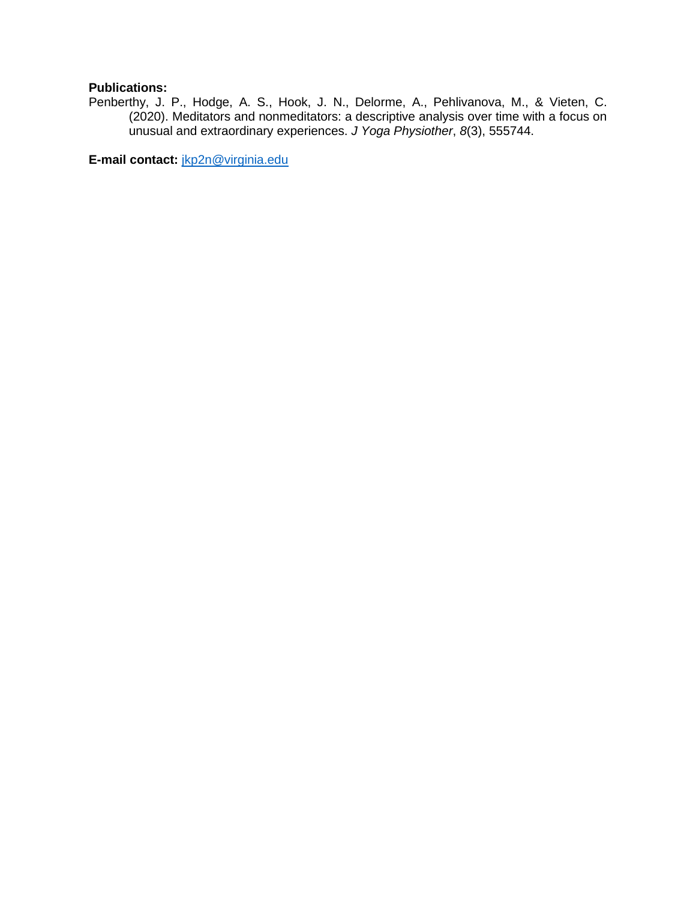**Publications:**

Penberthy, J. P., Hodge, A. S., Hook, J. N., Delorme, A., Pehlivanova, M., & Vieten, C. (2020). Meditators and nonmeditators: a descriptive analysis over time with a focus on unusual and extraordinary experiences. *J Yoga Physiother*, *8*(3), 555744.

**E-mail contact:** jkp2n@virginia.edu